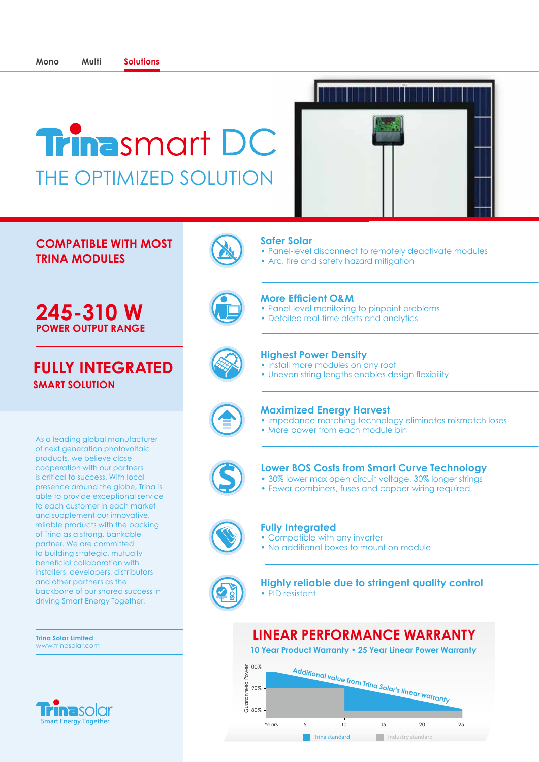Mono Multi **Solutions**

# Trinasmart DC

## THE OPTIMIZED SOLUTION

**COMPATIBLE WITH MOST TRINA MODULES**

**245-310 W**
**POWER OUTPUT RANGE**

**FULLY INTEGRATED**
**SMART SOLUTION**

As a leading global manufacturer of next generation photovoltaic products, we believe close cooperation with our partners is critical to success. With local presence around the globe, Trina is able to provide exceptional service to each customer in each market and supplement our innovative, reliable products with the backing of Trina as a strong, bankable partner. We are committed to building strategic, mutually beneficial collaboration with installers, developers, distributors and other partners as the backbone of our shared success in driving Smart Energy Together.

**Trina Solar Limited**
www.trinasolar.com

Trinasolar
Smart Energy Together

### Safer Solar
- Panel-level disconnect to remotely deactivate modules
- Arc, fire and safety hazard mitigation

### More Efficient O&M
- Panel-level monitoring to pinpoint problems
- Detailed real-time alerts and analytics

### Highest Power Density
- Install more modules on any roof
- Uneven string lengths enables design flexibility

### Maximized Energy Harvest
- Impedance matching technology eliminates mismatch loses
- More power from each module bin

### Lower BOS Costs from Smart Curve Technology
- 30% lower max open circuit voltage, 30% longer strings
- Fewer combiners, fuses and copper wiring required

### Fully Integrated
- Compatible with any inverter
- No additional boxes to mount on module

### Highly reliable due to stringent quality control
- PID resistant

## LINEAR PERFORMANCE WARRANTY

**10 Year Product Warranty • 25 Year Linear Power Warranty**

Additional value from Trina Solar's linear warranty

Guaranteed Power: 100%, 90%, 80%
Years: 5, 10, 15, 20, 25

Trina standard | Industry standard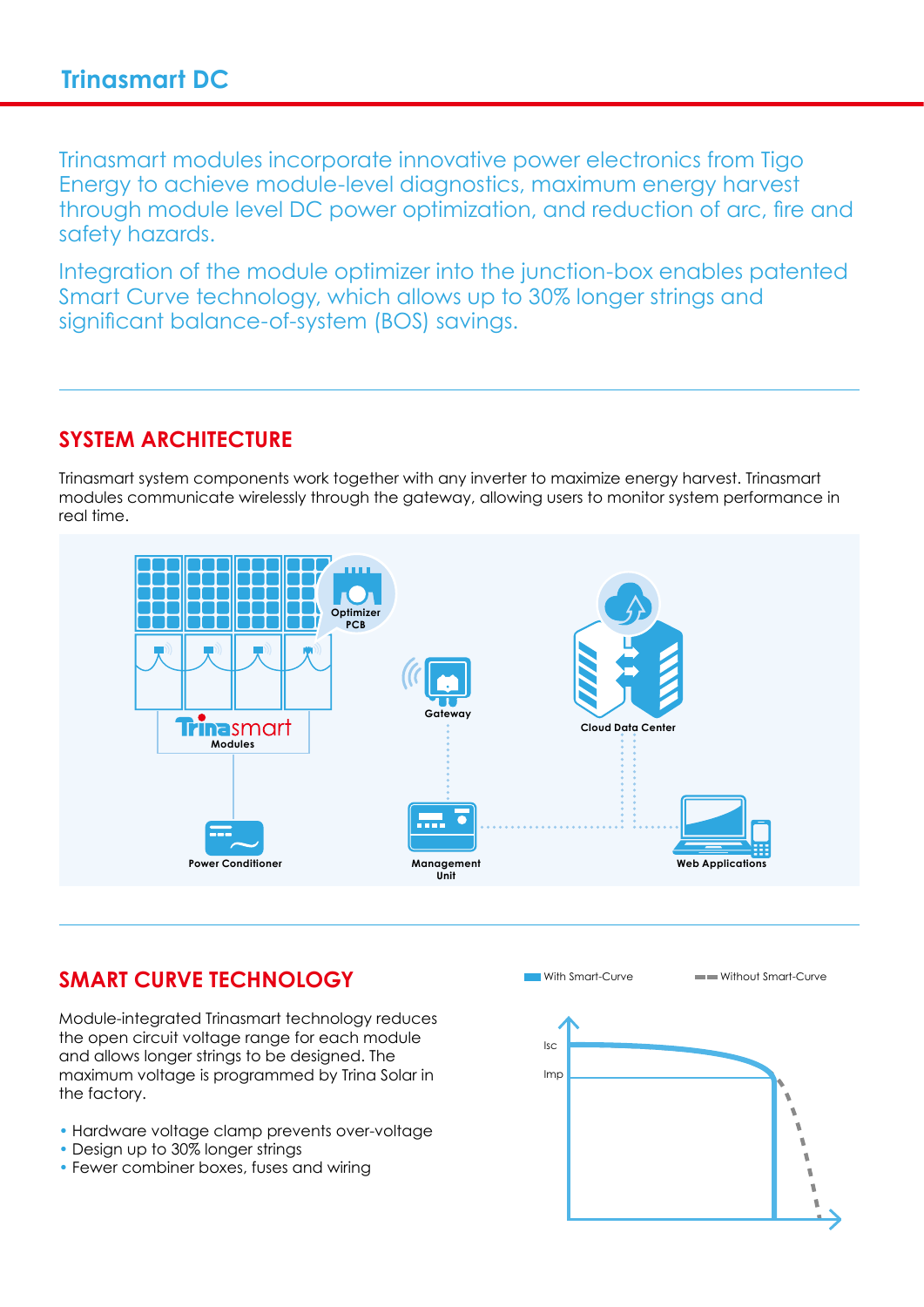## Trinasmart DC

Trinasmart modules incorporate innovative power electronics from Tigo Energy to achieve module-level diagnostics, maximum energy harvest through module level DC power optimization, and reduction of arc, fire and safety hazards.

Integration of the module optimizer into the junction-box enables patented Smart Curve technology, which allows up to 30% longer strings and significant balance-of-system (BOS) savings.

## SYSTEM ARCHITECTURE

Trinasmart system components work together with any inverter to maximize energy harvest. Trinasmart modules communicate wirelessly through the gateway, allowing users to monitor system performance in real time.

Optimizer PCB

Trinasmart Modules

Gateway

Cloud Data Center

Power Conditioner

Management Unit

Web Applications

## SMART CURVE TECHNOLOGY

Module-integrated Trinasmart technology reduces the open circuit voltage range for each module and allows longer strings to be designed. The maximum voltage is programmed by Trina Solar in the factory.

- Hardware voltage clamp prevents over-voltage
- Design up to 30% longer strings
- Fewer combiner boxes, fuses and wiring

With Smart-Curve — Without Smart-Curve

Isc

Imp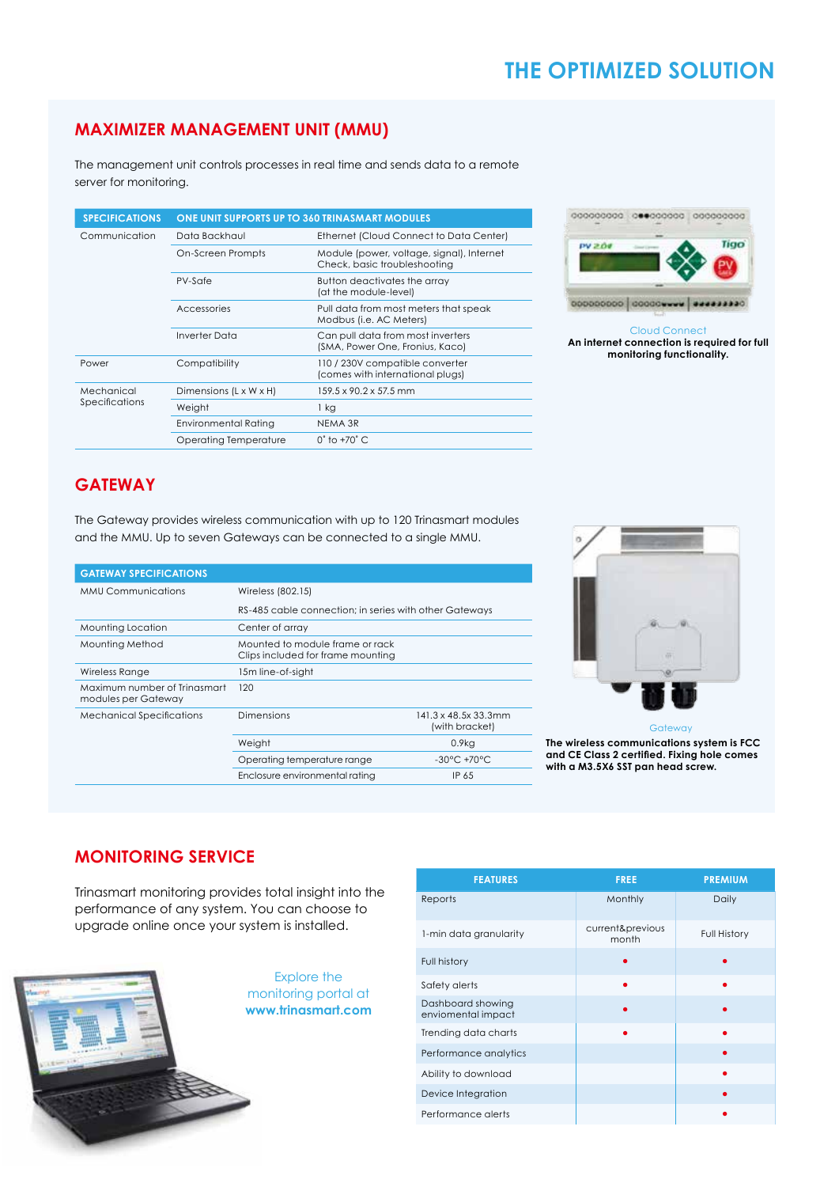# THE OPTIMIZED SOLUTION

## MAXIMIZER MANAGEMENT UNIT (MMU)

The management unit controls processes in real time and sends data to a remote server for monitoring.

| SPECIFICATIONS | ONE UNIT SUPPORTS UP TO 360 TRINASMART MODULES | |
|---|---|---|
| Communication | Data Backhaul | Ethernet (Cloud Connect to Data Center) |
| | On-Screen Prompts | Module (power, voltage, signal), Internet Check, basic troubleshooting |
| | PV-Safe | Button deactivates the array (at the module-level) |
| | Accessories | Pull data from most meters that speak Modbus (i.e. AC Meters) |
| | Inverter Data | Can pull data from most inverters (SMA, Power One, Fronius, Kaco) |
| Power | Compatibility | 110 / 230V compatible converter (comes with international plugs) |
| Mechanical Specifications | Dimensions (L x W x H) | 159.5 x 90.2 x 57.5 mm |
| | Weight | 1 kg |
| | Environmental Rating | NEMA 3R |
| | Operating Temperature | 0˚ to +70˚ C |

Cloud Connect

**An internet connection is required for full monitoring functionality.**

## GATEWAY

The Gateway provides wireless communication with up to 120 Trinasmart modules and the MMU. Up to seven Gateways can be connected to a single MMU.

| GATEWAY SPECIFICATIONS | | |
|---|---|---|
| MMU Communications | Wireless (802.15) | |
| | RS-485 cable connection; in series with other Gateways | |
| Mounting Location | Center of array | |
| Mounting Method | Mounted to module frame or rack Clips included for frame mounting | |
| Wireless Range | 15m line-of-sight | |
| Maximum number of Trinasmart modules per Gateway | 120 | |
| Mechanical Specifications | Dimensions | 141.3 x 48.5x 33.3mm (with bracket) |
| | Weight | 0.9kg |
| | Operating temperature range | -30°C +70°C |
| | Enclosure environmental rating | IP 65 |

Gateway

**The wireless communications system is FCC and CE Class 2 certified. Fixing hole comes with a M3.5X6 SST pan head screw.**

## MONITORING SERVICE

Trinasmart monitoring provides total insight into the performance of any system. You can choose to upgrade online once your system is installed.

Explore the monitoring portal at **www.trinasmart.com**

| FEATURES | FREE | PREMIUM |
|---|---|---|
| Reports | Monthly | Daily |
| 1-min data granularity | current&previous month | Full History |
| Full history | • | • |
| Safety alerts | • | • |
| Dashboard showing enviromental impact | • | • |
| Trending data charts | • | • |
| Performance analytics | | • |
| Ability to download | | • |
| Device Integration | | • |
| Performance alerts | | • |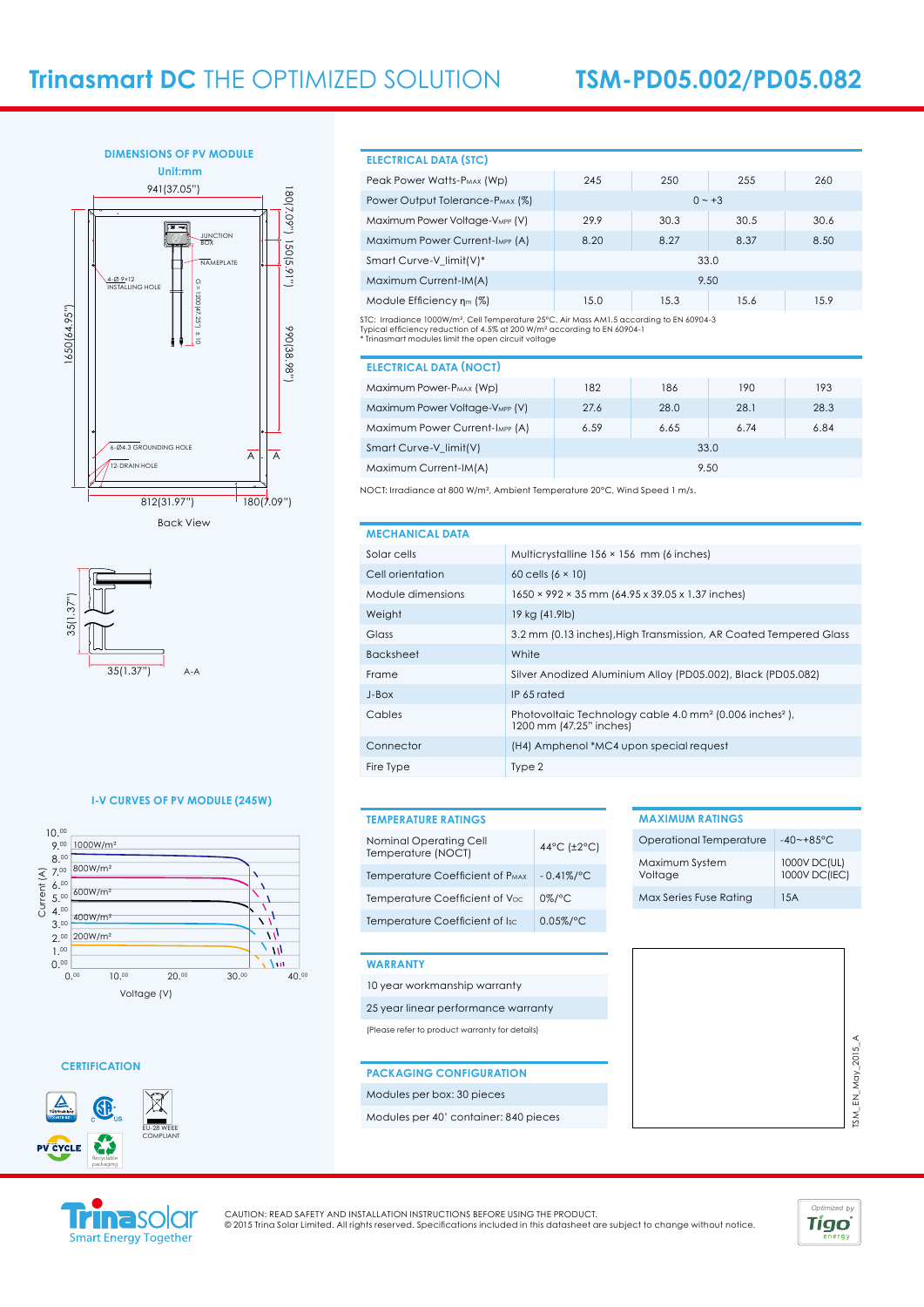# Trinasmart DC THE OPTIMIZED SOLUTION

## TSM-PD05.002/PD05.082

### DIMENSIONS OF PV MODULE

Unit:mm

941(37.05")

JUNCTION BOX

NAMEPLATE

4-Ø 9×12 INSTALLING HOLE

6-Ø4.3 GROUNDING HOLE

12-DRAIN HOLE

1650(64.95")

180(7.09") 150(5.91")

990(38.98")

812(31.97") 180(7.09")

Back View

35(1.37")

35(1.37")

A-A

### I-V CURVES OF PV MODULE (245W)

Current (A) / Voltage (V)

1000W/m², 800W/m², 600W/m², 400W/m², 200W/m²

### CERTIFICATION

EU-28 WEEE COMPLIANT

PV CYCLE

Recyclable packaging

### ELECTRICAL DATA (STC)

| | | | | |
|---|---|---|---|---|
| Peak Power Watts-$P_{MAX}$ (Wp) | 245 | 250 | 255 | 260 |
| Power Output Tolerance-$P_{MAX}$ (%) | 0 ~ +3 | | | |
| Maximum Power Voltage-$V_{MPP}$ (V) | 29.9 | 30.3 | 30.5 | 30.6 |
| Maximum Power Current-$I_{MPP}$ (A) | 8.20 | 8.27 | 8.37 | 8.50 |
| Smart Curve-V_limit(V)* | 33.0 | | | |
| Maximum Current-IM(A) | 9.50 | | | |
| Module Efficiency $\eta_m$ (%) | 15.0 | 15.3 | 15.6 | 15.9 |

STC: Irradiance 1000W/m², Cell Temperature 25°C, Air Mass AM1.5 according to EN 60904-3
Typical efficiency reduction of 4.5% at 200 W/m² according to EN 60904-1
* Trinasmart modules limit the open circuit voltage

### ELECTRICAL DATA (NOCT)

| | | | | |
|---|---|---|---|---|
| Maximum Power-$P_{MAX}$ (Wp) | 182 | 186 | 190 | 193 |
| Maximum Power Voltage-$V_{MPP}$ (V) | 27.6 | 28.0 | 28.1 | 28.3 |
| Maximum Power Current-$I_{MPP}$ (A) | 6.59 | 6.65 | 6.74 | 6.84 |
| Smart Curve-V_limit(V) | 33.0 | | | |
| Maximum Current-IM(A) | 9.50 | | | |

NOCT: Irradiance at 800 W/m², Ambient Temperature 20°C, Wind Speed 1 m/s.

### MECHANICAL DATA

| | |
|---|---|
| Solar cells | Multicrystalline 156 × 156 mm (6 inches) |
| Cell orientation | 60 cells (6 × 10) |
| Module dimensions | 1650 × 992 × 35 mm (64.95 x 39.05 x 1.37 inches) |
| Weight | 19 kg (41.9lb) |
| Glass | 3.2 mm (0.13 inches),High Transmission, AR Coated Tempered Glass |
| Backsheet | White |
| Frame | Silver Anodized Aluminium Alloy (PD05.002), Black (PD05.082) |
| J-Box | IP 65 rated |
| Cables | Photovoltaic Technology cable 4.0 mm² (0.006 inches²), 1200 mm (47.25" inches) |
| Connector | (H4) Amphenol *MC4 upon special request |
| Fire Type | Type 2 |

### TEMPERATURE RATINGS

| | |
|---|---|
| Nominal Operating Cell Temperature (NOCT) | 44°C (±2°C) |
| Temperature Coefficient of $P_{MAX}$ | - 0.41%/°C |
| Temperature Coefficient of $V_{OC}$ | 0%/°C |
| Temperature Coefficient of $I_{SC}$ | 0.05%/°C |

### MAXIMUM RATINGS

| | |
|---|---|
| Operational Temperature | -40~+85°C |
| Maximum System Voltage | 1000V DC(UL) 1000V DC(IEC) |
| Max Series Fuse Rating | 15A |

### WARRANTY

10 year workmanship warranty

25 year linear performance warranty

(Please refer to product warranty for details)

### PACKAGING CONFIGURATION

Modules per box: 30 pieces

Modules per 40' container: 840 pieces

TSM_EN_May_2015_A

Trinasolar Smart Energy Together

CAUTION: READ SAFETY AND INSTALLATION INSTRUCTIONS BEFORE USING THE PRODUCT.
© 2015 Trina Solar Limited. All rights reserved. Specifications included in this datasheet are subject to change without notice.

Optimized by Tigo energy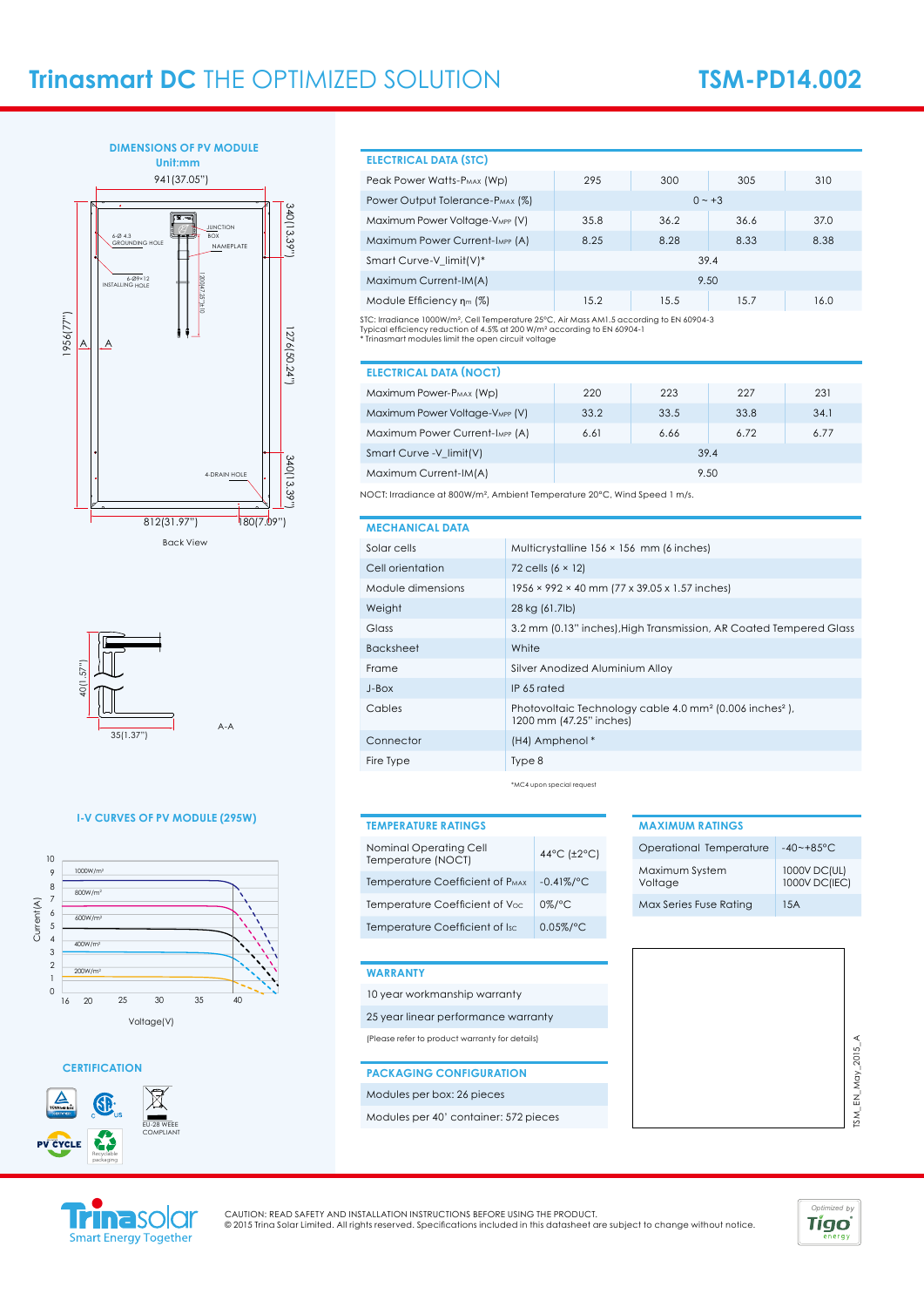# Trinasmart DC THE OPTIMIZED SOLUTION

# TSM-PD14.002

## DIMENSIONS OF PV MODULE

Unit:mm

941(37.05")

1956(77")

340(13.39")

1276(50.24")

340(13.39")

6-Ø 4.3 GROUNDING HOLE

JUNCTION BOX

NAMEPLATE

6-Ø9×12 INSTALLING HOLE

1200(47.25")±10

4-DRAIN HOLE

A A

812(31.97")

180(7.09")

Back View

40(1.57")

35(1.37")

A-A

## I-V CURVES OF PV MODULE (295W)

Current(A)

Voltage(V)

1000W/m²

800W/m²

600W/m²

400W/m²

200W/m²

10 9 8 7 6 5 4 3 2 1 0

16 20 25 30 35 40

## CERTIFICATION

EU-28 WEEE COMPLIANT

PV CYCLE

Recyclable packaging

## ELECTRICAL DATA (STC)

| | | | | |
|---|---|---|---|---|
| Peak Power Watts-$P_{MAX}$ (Wp) | 295 | 300 | 305 | 310 |
| Power Output Tolerance-$P_{MAX}$ (%) | 0 ~ +3 | | | |
| Maximum Power Voltage-$V_{MPP}$ (V) | 35.8 | 36.2 | 36.6 | 37.0 |
| Maximum Power Current-$I_{MPP}$ (A) | 8.25 | 8.28 | 8.33 | 8.38 |
| Smart Curve-V_limit(V)* | 39.4 | | | |
| Maximum Current-IM(A) | 9.50 | | | |
| Module Efficiency $\eta_m$ (%) | 15.2 | 15.5 | 15.7 | 16.0 |

STC: Irradiance 1000W/m², Cell Temperature 25°C, Air Mass AM1.5 according to EN 60904-3
Typical efficiency reduction of 4.5% at 200 W/m² according to EN 60904-1
* Trinasmart modules limit the open circuit voltage

## ELECTRICAL DATA (NOCT)

| | | | | |
|---|---|---|---|---|
| Maximum Power-$P_{MAX}$ (Wp) | 220 | 223 | 227 | 231 |
| Maximum Power Voltage-$V_{MPP}$ (V) | 33.2 | 33.5 | 33.8 | 34.1 |
| Maximum Power Current-$I_{MPP}$ (A) | 6.61 | 6.66 | 6.72 | 6.77 |
| Smart Curve -V_limit(V) | 39.4 | | | |
| Maximum Current-IM(A) | 9.50 | | | |

NOCT: Irradiance at 800W/m², Ambient Temperature 20°C, Wind Speed 1 m/s.

## MECHANICAL DATA

| | |
|---|---|
| Solar cells | Multicrystalline 156 × 156 mm (6 inches) |
| Cell orientation | 72 cells (6 × 12) |
| Module dimensions | 1956 × 992 × 40 mm (77 x 39.05 x 1.57 inches) |
| Weight | 28 kg (61.7lb) |
| Glass | 3.2 mm (0.13" inches),High Transmission, AR Coated Tempered Glass |
| Backsheet | White |
| Frame | Silver Anodized Aluminium Alloy |
| J-Box | IP 65 rated |
| Cables | Photovoltaic Technology cable 4.0 mm² (0.006 inches² ), 1200 mm (47.25" inches) |
| Connector | (H4) Amphenol * |
| Fire Type | Type 8 |

*MC4 upon special request

## TEMPERATURE RATINGS

| | |
|---|---|
| Nominal Operating Cell Temperature (NOCT) | 44°C (±2°C) |
| Temperature Coefficient of $P_{MAX}$ | -0.41%/°C |
| Temperature Coefficient of $V_{OC}$ | 0%/°C |
| Temperature Coefficient of $I_{SC}$ | 0.05%/°C |

## MAXIMUM RATINGS

| | |
|---|---|
| Operational Temperature | -40~+85°C |
| Maximum System Voltage | 1000V DC(UL) 1000V DC(IEC) |
| Max Series Fuse Rating | 15A |

## WARRANTY

10 year workmanship warranty

25 year linear performance warranty

(Please refer to product warranty for details)

## PACKAGING CONFIGURATION

Modules per box: 26 pieces

Modules per 40' container: 572 pieces

TSM_EN_May_2015_A

Trinasolar Smart Energy Together

CAUTION: READ SAFETY AND INSTALLATION INSTRUCTIONS BEFORE USING THE PRODUCT.
© 2015 Trina Solar Limited. All rights reserved. Specifications included in this datasheet are subject to change without notice.

Optimized by Tigo energy